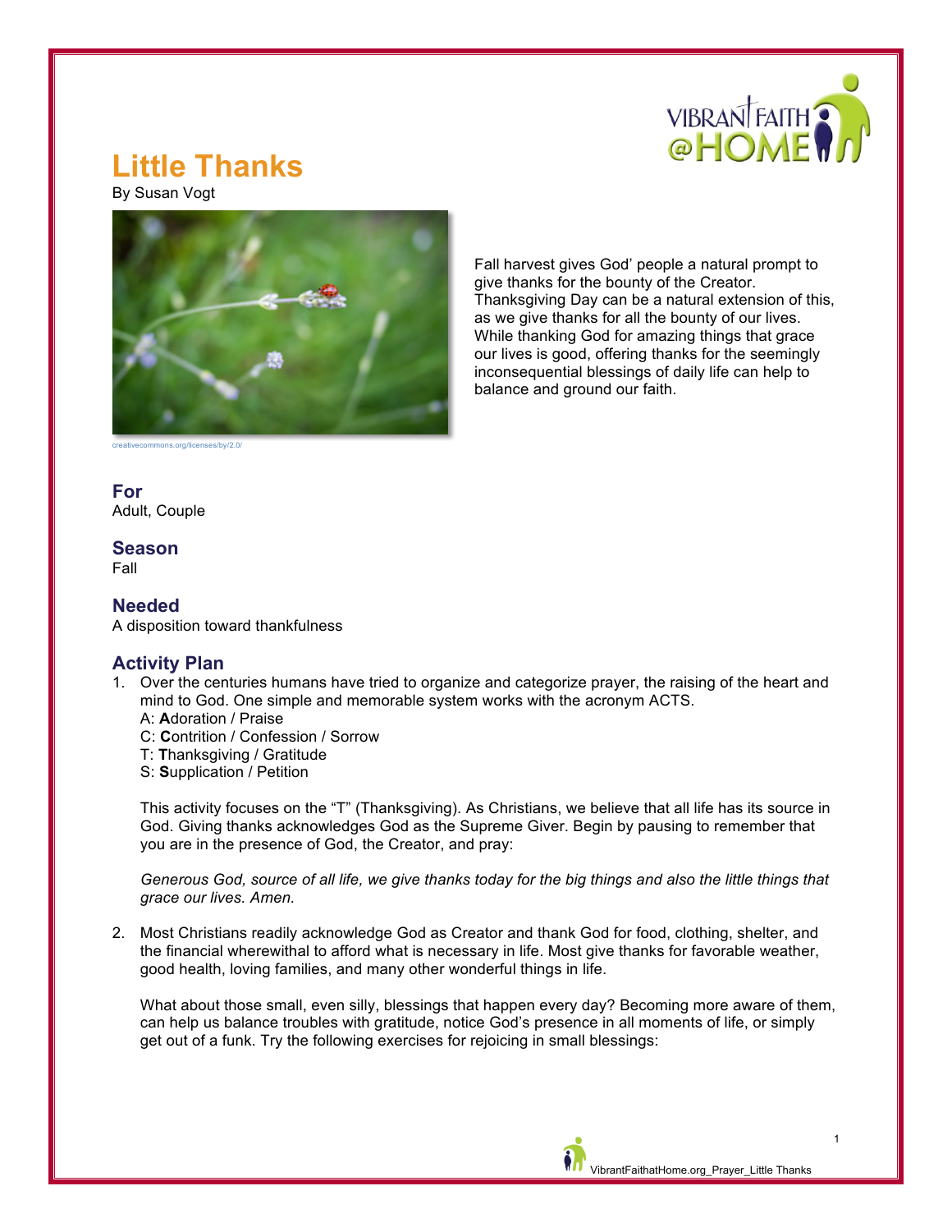# Little Thanks

By Susan Vogt

creativecommons.org/licenses/by/2.0/

Fall harvest gives God' people a natural prompt to give thanks for the bounty of the Creator. Thanksgiving Day can be a natural extension of this, as we give thanks for all the bounty of our lives. While thanking God for amazing things that grace our lives is good, offering thanks for the seemingly inconsequential blessings of daily life can help to balance and ground our faith.

## For

Adult, Couple

## Season

Fall

## Needed

A disposition toward thankfulness

## Activity Plan

1. Over the centuries humans have tried to organize and categorize prayer, the raising of the heart and mind to God. One simple and memorable system works with the acronym ACTS.
   A: **A**doration / Praise
   C: **C**ontrition / Confession / Sorrow
   T: **T**hanksgiving / Gratitude
   S: **S**upplication / Petition

   This activity focuses on the "T" (Thanksgiving). As Christians, we believe that all life has its source in God. Giving thanks acknowledges God as the Supreme Giver. Begin by pausing to remember that you are in the presence of God, the Creator, and pray:

   *Generous God, source of all life, we give thanks today for the big things and also the little things that grace our lives. Amen.*

2. Most Christians readily acknowledge God as Creator and thank God for food, clothing, shelter, and the financial wherewithal to afford what is necessary in life. Most give thanks for favorable weather, good health, loving families, and many other wonderful things in life.

   What about those small, even silly, blessings that happen every day? Becoming more aware of them, can help us balance troubles with gratitude, notice God's presence in all moments of life, or simply get out of a funk. Try the following exercises for rejoicing in small blessings: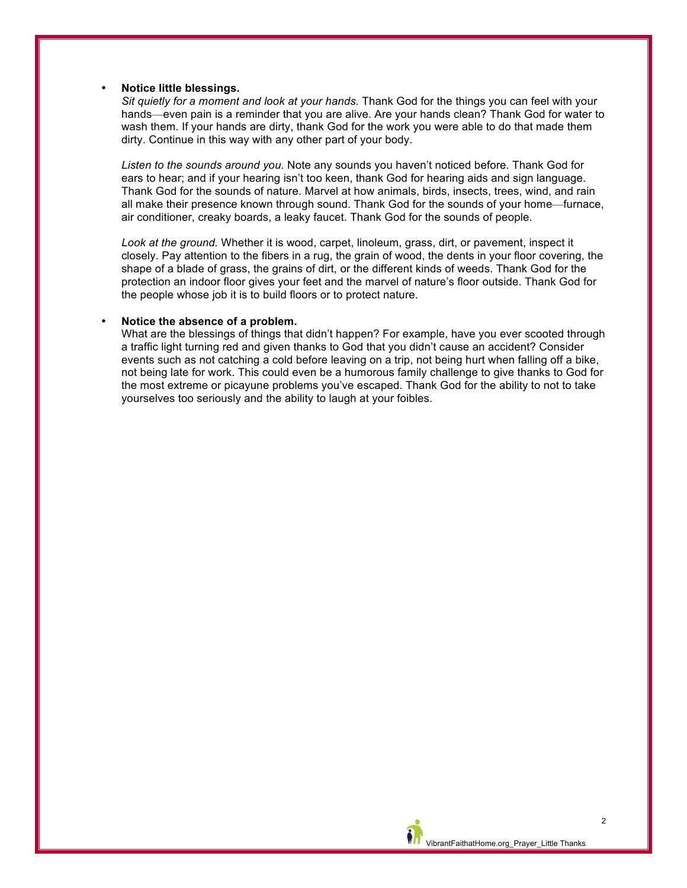- **Notice little blessings.**
  *Sit quietly for a moment and look at your hands.* Thank God for the things you can feel with your hands—even pain is a reminder that you are alive. Are your hands clean? Thank God for water to wash them. If your hands are dirty, thank God for the work you were able to do that made them dirty. Continue in this way with any other part of your body.

  *Listen to the sounds around you.* Note any sounds you haven't noticed before. Thank God for ears to hear; and if your hearing isn't too keen, thank God for hearing aids and sign language. Thank God for the sounds of nature. Marvel at how animals, birds, insects, trees, wind, and rain all make their presence known through sound. Thank God for the sounds of your home—furnace, air conditioner, creaky boards, a leaky faucet. Thank God for the sounds of people.

  *Look at the ground.* Whether it is wood, carpet, linoleum, grass, dirt, or pavement, inspect it closely. Pay attention to the fibers in a rug, the grain of wood, the dents in your floor covering, the shape of a blade of grass, the grains of dirt, or the different kinds of weeds. Thank God for the protection an indoor floor gives your feet and the marvel of nature's floor outside. Thank God for the people whose job it is to build floors or to protect nature.

- **Notice the absence of a problem.**
  What are the blessings of things that didn't happen? For example, have you ever scooted through a traffic light turning red and given thanks to God that you didn't cause an accident? Consider events such as not catching a cold before leaving on a trip, not being hurt when falling off a bike, not being late for work. This could even be a humorous family challenge to give thanks to God for the most extreme or picayune problems you've escaped. Thank God for the ability to not to take yourselves too seriously and the ability to laugh at your foibles.